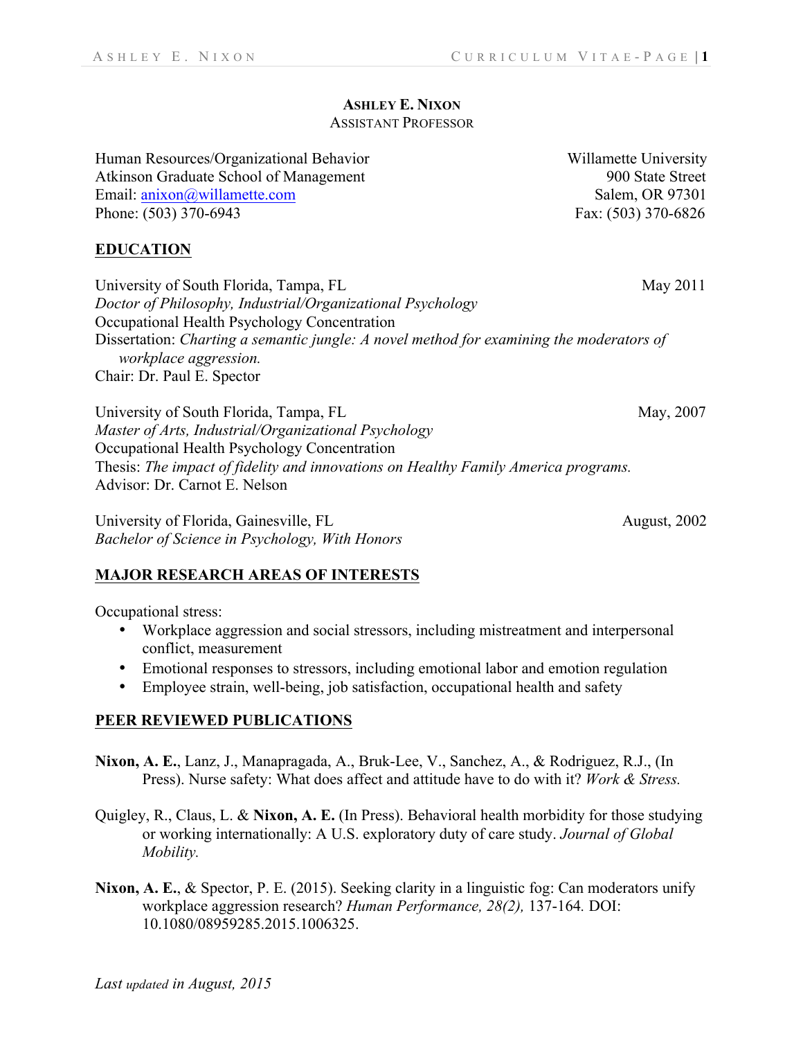# ASHLEY E. NIXON

ASSISTANT PROFESSOR

Human Resources/Organizational Behavior
Atkinson Graduate School of Management
Email: anixon@willamette.com
Phone: (503) 370-6943

Willamette University
900 State Street
Salem, OR 97301
Fax: (503) 370-6826

## EDUCATION

University of South Florida, Tampa, FL — May 2011
*Doctor of Philosophy, Industrial/Organizational Psychology*
Occupational Health Psychology Concentration
Dissertation: *Charting a semantic jungle: A novel method for examining the moderators of workplace aggression.*
Chair: Dr. Paul E. Spector

University of South Florida, Tampa, FL — May, 2007
*Master of Arts, Industrial/Organizational Psychology*
Occupational Health Psychology Concentration
Thesis: *The impact of fidelity and innovations on Healthy Family America programs.*
Advisor: Dr. Carnot E. Nelson

University of Florida, Gainesville, FL — August, 2002
*Bachelor of Science in Psychology, With Honors*

## MAJOR RESEARCH AREAS OF INTERESTS

Occupational stress:

- Workplace aggression and social stressors, including mistreatment and interpersonal conflict, measurement
- Emotional responses to stressors, including emotional labor and emotion regulation
- Employee strain, well-being, job satisfaction, occupational health and safety

## PEER REVIEWED PUBLICATIONS

**Nixon, A. E.**, Lanz, J., Manapragada, A., Bruk-Lee, V., Sanchez, A., & Rodriguez, R.J., (In Press). Nurse safety: What does affect and attitude have to do with it? *Work & Stress.*

Quigley, R., Claus, L. & **Nixon, A. E.** (In Press). Behavioral health morbidity for those studying or working internationally: A U.S. exploratory duty of care study. *Journal of Global Mobility.*

**Nixon, A. E.**, & Spector, P. E. (2015). Seeking clarity in a linguistic fog: Can moderators unify workplace aggression research? *Human Performance, 28(2),* 137-164. DOI: 10.1080/08959285.2015.1006325.

*Last updated in August, 2015*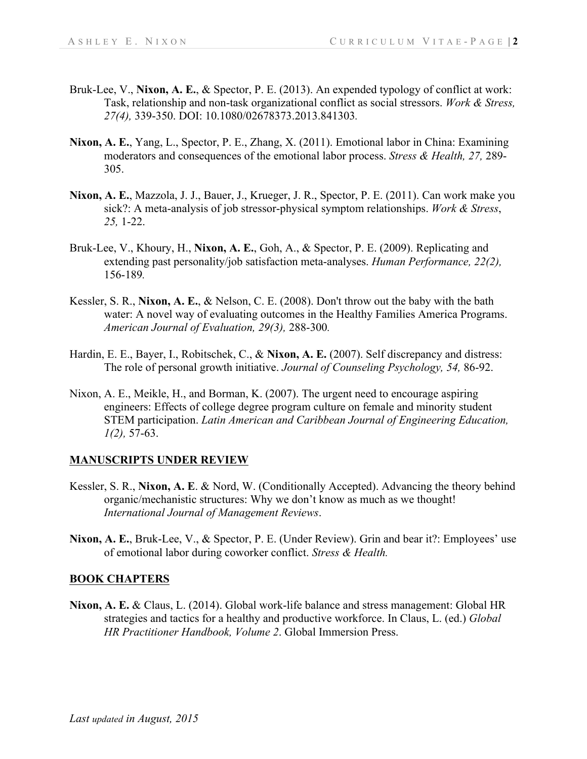Bruk-Lee, V., **Nixon, A. E.**, & Spector, P. E. (2013). An expended typology of conflict at work: Task, relationship and non-task organizational conflict as social stressors. *Work & Stress, 27(4),* 339-350. DOI: 10.1080/02678373.2013.841303.

**Nixon, A. E.**, Yang, L., Spector, P. E., Zhang, X. (2011). Emotional labor in China: Examining moderators and consequences of the emotional labor process. *Stress & Health, 27,* 289-305.

**Nixon, A. E.**, Mazzola, J. J., Bauer, J., Krueger, J. R., Spector, P. E. (2011). Can work make you sick?: A meta-analysis of job stressor-physical symptom relationships. *Work & Stress*, *25,* 1-22.

Bruk-Lee, V., Khoury, H., **Nixon, A. E.**, Goh, A., & Spector, P. E. (2009). Replicating and extending past personality/job satisfaction meta-analyses. *Human Performance, 22(2),* 156-189.

Kessler, S. R., **Nixon, A. E.**, & Nelson, C. E. (2008). Don't throw out the baby with the bath water: A novel way of evaluating outcomes in the Healthy Families America Programs. *American Journal of Evaluation, 29(3),* 288-300.

Hardin, E. E., Bayer, I., Robitschek, C., & **Nixon, A. E.** (2007). Self discrepancy and distress: The role of personal growth initiative. *Journal of Counseling Psychology, 54,* 86-92.

Nixon, A. E., Meikle, H., and Borman, K. (2007). The urgent need to encourage aspiring engineers: Effects of college degree program culture on female and minority student STEM participation. *Latin American and Caribbean Journal of Engineering Education, 1(2),* 57-63.

## MANUSCRIPTS UNDER REVIEW

Kessler, S. R., **Nixon, A. E**. & Nord, W. (Conditionally Accepted). Advancing the theory behind organic/mechanistic structures: Why we don't know as much as we thought! *International Journal of Management Reviews*.

**Nixon, A. E.**, Bruk-Lee, V., & Spector, P. E. (Under Review). Grin and bear it?: Employees' use of emotional labor during coworker conflict. *Stress & Health.*

## BOOK CHAPTERS

**Nixon, A. E.** & Claus, L. (2014). Global work-life balance and stress management: Global HR strategies and tactics for a healthy and productive workforce. In Claus, L. (ed.) *Global HR Practitioner Handbook, Volume 2*. Global Immersion Press.

*Last updated in August, 2015*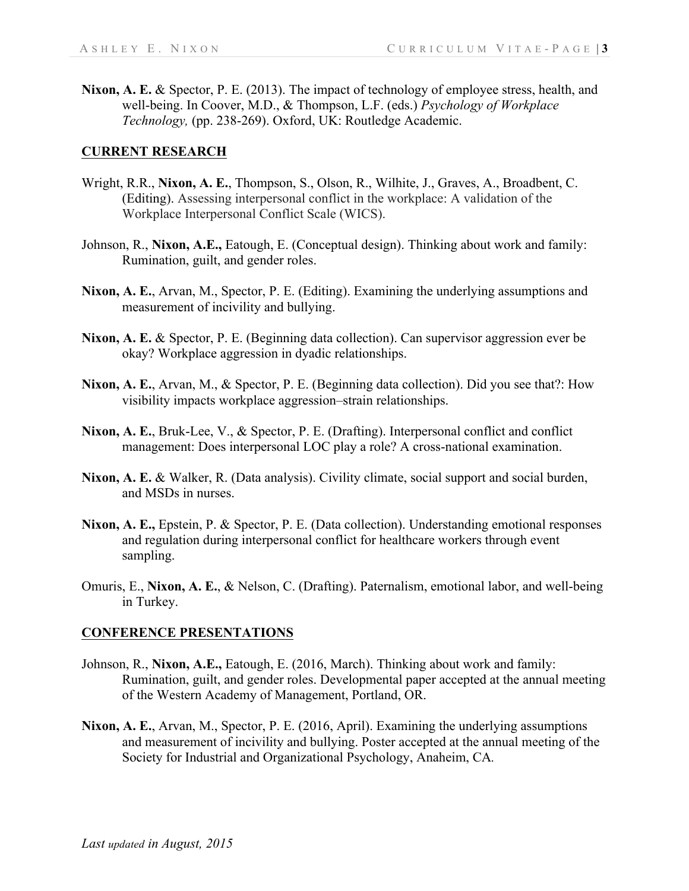**Nixon, A. E.** & Spector, P. E. (2013). The impact of technology of employee stress, health, and well-being. In Coover, M.D., & Thompson, L.F. (eds.) *Psychology of Workplace Technology,* (pp. 238-269). Oxford, UK: Routledge Academic.

## CURRENT RESEARCH

Wright, R.R., **Nixon, A. E.**, Thompson, S., Olson, R., Wilhite, J., Graves, A., Broadbent, C. (Editing). Assessing interpersonal conflict in the workplace: A validation of the Workplace Interpersonal Conflict Scale (WICS).

Johnson, R., **Nixon, A.E.,** Eatough, E. (Conceptual design). Thinking about work and family: Rumination, guilt, and gender roles.

**Nixon, A. E.**, Arvan, M., Spector, P. E. (Editing). Examining the underlying assumptions and measurement of incivility and bullying.

**Nixon, A. E.** & Spector, P. E. (Beginning data collection). Can supervisor aggression ever be okay? Workplace aggression in dyadic relationships.

**Nixon, A. E.**, Arvan, M., & Spector, P. E. (Beginning data collection). Did you see that?: How visibility impacts workplace aggression–strain relationships.

**Nixon, A. E.**, Bruk-Lee, V., & Spector, P. E. (Drafting). Interpersonal conflict and conflict management: Does interpersonal LOC play a role? A cross-national examination.

**Nixon, A. E.** & Walker, R. (Data analysis). Civility climate, social support and social burden, and MSDs in nurses.

**Nixon, A. E.,** Epstein, P. & Spector, P. E. (Data collection). Understanding emotional responses and regulation during interpersonal conflict for healthcare workers through event sampling.

Omuris, E., **Nixon, A. E.**, & Nelson, C. (Drafting). Paternalism, emotional labor, and well-being in Turkey.

## CONFERENCE PRESENTATIONS

Johnson, R., **Nixon, A.E.,** Eatough, E. (2016, March). Thinking about work and family: Rumination, guilt, and gender roles. Developmental paper accepted at the annual meeting of the Western Academy of Management, Portland, OR.

**Nixon, A. E.**, Arvan, M., Spector, P. E. (2016, April). Examining the underlying assumptions and measurement of incivility and bullying. Poster accepted at the annual meeting of the Society for Industrial and Organizational Psychology, Anaheim, CA.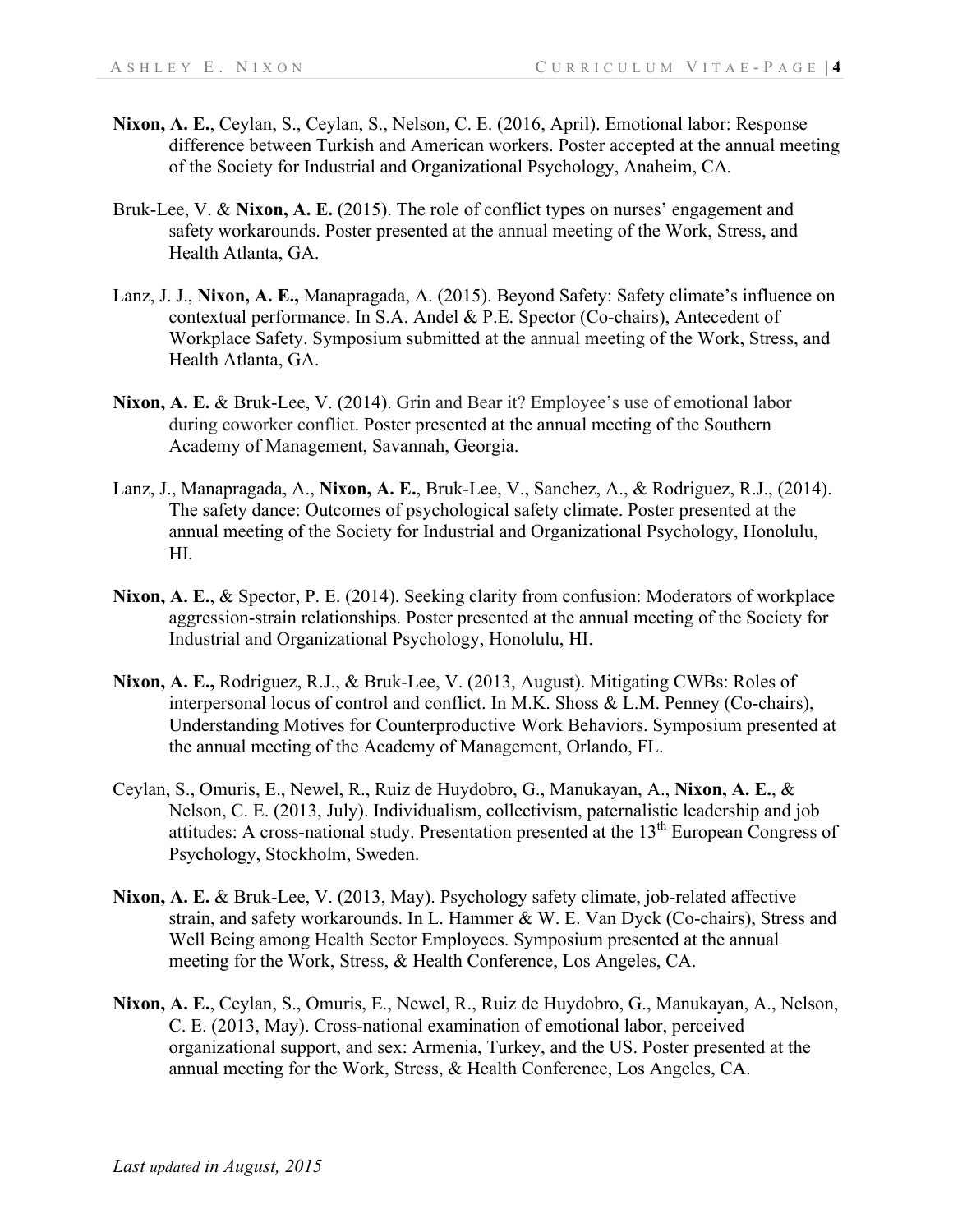**Nixon, A. E.**, Ceylan, S., Ceylan, S., Nelson, C. E. (2016, April). Emotional labor: Response difference between Turkish and American workers. Poster accepted at the annual meeting of the Society for Industrial and Organizational Psychology, Anaheim, CA.

Bruk-Lee, V. & **Nixon, A. E.** (2015). The role of conflict types on nurses' engagement and safety workarounds. Poster presented at the annual meeting of the Work, Stress, and Health Atlanta, GA.

Lanz, J. J., **Nixon, A. E.,** Manapragada, A. (2015). Beyond Safety: Safety climate's influence on contextual performance. In S.A. Andel & P.E. Spector (Co-chairs), Antecedent of Workplace Safety. Symposium submitted at the annual meeting of the Work, Stress, and Health Atlanta, GA.

**Nixon, A. E.** & Bruk-Lee, V. (2014). Grin and Bear it? Employee's use of emotional labor during coworker conflict. Poster presented at the annual meeting of the Southern Academy of Management, Savannah, Georgia.

Lanz, J., Manapragada, A., **Nixon, A. E.**, Bruk-Lee, V., Sanchez, A., & Rodriguez, R.J., (2014). The safety dance: Outcomes of psychological safety climate. Poster presented at the annual meeting of the Society for Industrial and Organizational Psychology, Honolulu, HI.

**Nixon, A. E.**, & Spector, P. E. (2014). Seeking clarity from confusion: Moderators of workplace aggression-strain relationships. Poster presented at the annual meeting of the Society for Industrial and Organizational Psychology, Honolulu, HI.

**Nixon, A. E.,** Rodriguez, R.J., & Bruk-Lee, V. (2013, August). Mitigating CWBs: Roles of interpersonal locus of control and conflict. In M.K. Shoss & L.M. Penney (Co-chairs), Understanding Motives for Counterproductive Work Behaviors. Symposium presented at the annual meeting of the Academy of Management, Orlando, FL.

Ceylan, S., Omuris, E., Newel, R., Ruiz de Huydobro, G., Manukayan, A., **Nixon, A. E.**, & Nelson, C. E. (2013, July). Individualism, collectivism, paternalistic leadership and job attitudes: A cross-national study. Presentation presented at the 13th European Congress of Psychology, Stockholm, Sweden.

**Nixon, A. E.** & Bruk-Lee, V. (2013, May). Psychology safety climate, job-related affective strain, and safety workarounds. In L. Hammer & W. E. Van Dyck (Co-chairs), Stress and Well Being among Health Sector Employees. Symposium presented at the annual meeting for the Work, Stress, & Health Conference, Los Angeles, CA.

**Nixon, A. E.**, Ceylan, S., Omuris, E., Newel, R., Ruiz de Huydobro, G., Manukayan, A., Nelson, C. E. (2013, May). Cross-national examination of emotional labor, perceived organizational support, and sex: Armenia, Turkey, and the US. Poster presented at the annual meeting for the Work, Stress, & Health Conference, Los Angeles, CA.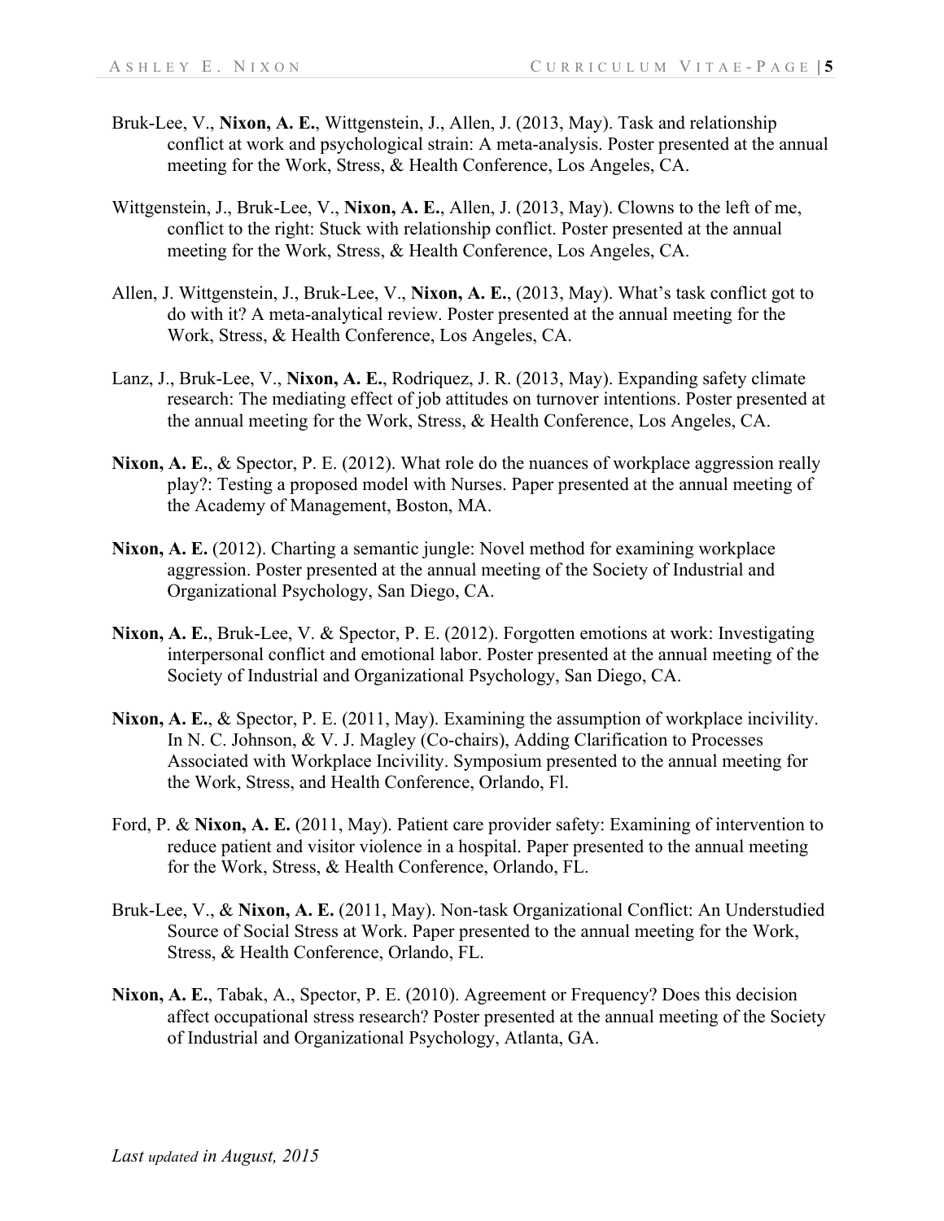Bruk-Lee, V., **Nixon, A. E.**, Wittgenstein, J., Allen, J. (2013, May). Task and relationship conflict at work and psychological strain: A meta-analysis. Poster presented at the annual meeting for the Work, Stress, & Health Conference, Los Angeles, CA.

Wittgenstein, J., Bruk-Lee, V., **Nixon, A. E.**, Allen, J. (2013, May). Clowns to the left of me, conflict to the right: Stuck with relationship conflict. Poster presented at the annual meeting for the Work, Stress, & Health Conference, Los Angeles, CA.

Allen, J. Wittgenstein, J., Bruk-Lee, V., **Nixon, A. E.**, (2013, May). What's task conflict got to do with it? A meta-analytical review. Poster presented at the annual meeting for the Work, Stress, & Health Conference, Los Angeles, CA.

Lanz, J., Bruk-Lee, V., **Nixon, A. E.**, Rodriquez, J. R. (2013, May). Expanding safety climate research: The mediating effect of job attitudes on turnover intentions. Poster presented at the annual meeting for the Work, Stress, & Health Conference, Los Angeles, CA.

**Nixon, A. E.**, & Spector, P. E. (2012). What role do the nuances of workplace aggression really play?: Testing a proposed model with Nurses. Paper presented at the annual meeting of the Academy of Management, Boston, MA.

**Nixon, A. E.** (2012). Charting a semantic jungle: Novel method for examining workplace aggression. Poster presented at the annual meeting of the Society of Industrial and Organizational Psychology, San Diego, CA.

**Nixon, A. E.**, Bruk-Lee, V. & Spector, P. E. (2012). Forgotten emotions at work: Investigating interpersonal conflict and emotional labor. Poster presented at the annual meeting of the Society of Industrial and Organizational Psychology, San Diego, CA.

**Nixon, A. E.**, & Spector, P. E. (2011, May). Examining the assumption of workplace incivility. In N. C. Johnson, & V. J. Magley (Co-chairs), Adding Clarification to Processes Associated with Workplace Incivility. Symposium presented to the annual meeting for the Work, Stress, and Health Conference, Orlando, Fl.

Ford, P. & **Nixon, A. E.** (2011, May). Patient care provider safety: Examining of intervention to reduce patient and visitor violence in a hospital. Paper presented to the annual meeting for the Work, Stress, & Health Conference, Orlando, FL.

Bruk-Lee, V., & **Nixon, A. E.** (2011, May). Non-task Organizational Conflict: An Understudied Source of Social Stress at Work. Paper presented to the annual meeting for the Work, Stress, & Health Conference, Orlando, FL.

**Nixon, A. E.**, Tabak, A., Spector, P. E. (2010). Agreement or Frequency? Does this decision affect occupational stress research? Poster presented at the annual meeting of the Society of Industrial and Organizational Psychology, Atlanta, GA.

*Last updated in August, 2015*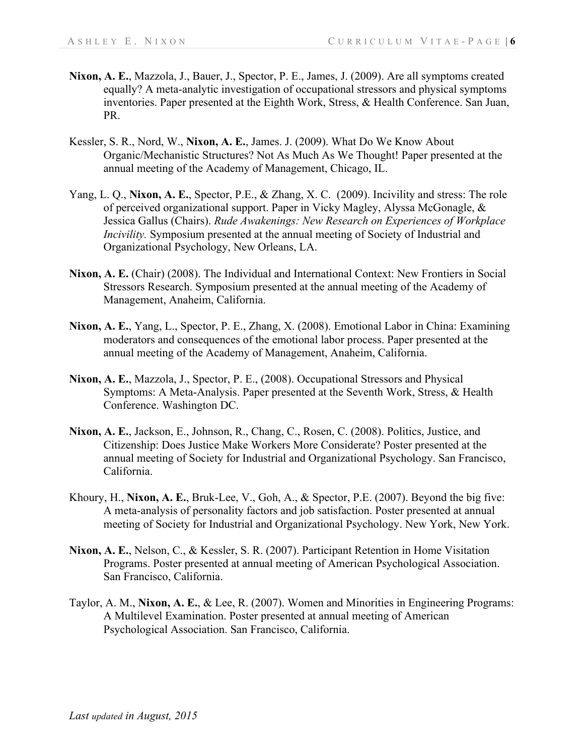**Nixon, A. E.**, Mazzola, J., Bauer, J., Spector, P. E., James, J. (2009). Are all symptoms created equally? A meta-analytic investigation of occupational stressors and physical symptoms inventories. Paper presented at the Eighth Work, Stress, & Health Conference. San Juan, PR.

Kessler, S. R., Nord, W., **Nixon, A. E.**, James. J. (2009). What Do We Know About Organic/Mechanistic Structures? Not As Much As We Thought! Paper presented at the annual meeting of the Academy of Management, Chicago, IL.

Yang, L. Q., **Nixon, A. E.**, Spector, P.E., & Zhang, X. C. (2009). Incivility and stress: The role of perceived organizational support. Paper in Vicky Magley, Alyssa McGonagle, & Jessica Gallus (Chairs). *Rude Awakenings: New Research on Experiences of Workplace Incivility.* Symposium presented at the annual meeting of Society of Industrial and Organizational Psychology, New Orleans, LA.

**Nixon, A. E.** (Chair) (2008). The Individual and International Context: New Frontiers in Social Stressors Research. Symposium presented at the annual meeting of the Academy of Management, Anaheim, California.

**Nixon, A. E.**, Yang, L., Spector, P. E., Zhang, X. (2008). Emotional Labor in China: Examining moderators and consequences of the emotional labor process. Paper presented at the annual meeting of the Academy of Management, Anaheim, California.

**Nixon, A. E.**, Mazzola, J., Spector, P. E., (2008). Occupational Stressors and Physical Symptoms: A Meta-Analysis. Paper presented at the Seventh Work, Stress, & Health Conference. Washington DC.

**Nixon, A. E.**, Jackson, E., Johnson, R., Chang, C., Rosen, C. (2008). Politics, Justice, and Citizenship: Does Justice Make Workers More Considerate? Poster presented at the annual meeting of Society for Industrial and Organizational Psychology. San Francisco, California.

Khoury, H., **Nixon, A. E.**, Bruk-Lee, V., Goh, A., & Spector, P.E. (2007). Beyond the big five: A meta-analysis of personality factors and job satisfaction. Poster presented at annual meeting of Society for Industrial and Organizational Psychology. New York, New York.

**Nixon, A. E.**, Nelson, C., & Kessler, S. R. (2007). Participant Retention in Home Visitation Programs. Poster presented at annual meeting of American Psychological Association. San Francisco, California.

Taylor, A. M., **Nixon, A. E.**, & Lee, R. (2007). Women and Minorities in Engineering Programs: A Multilevel Examination. Poster presented at annual meeting of American Psychological Association. San Francisco, California.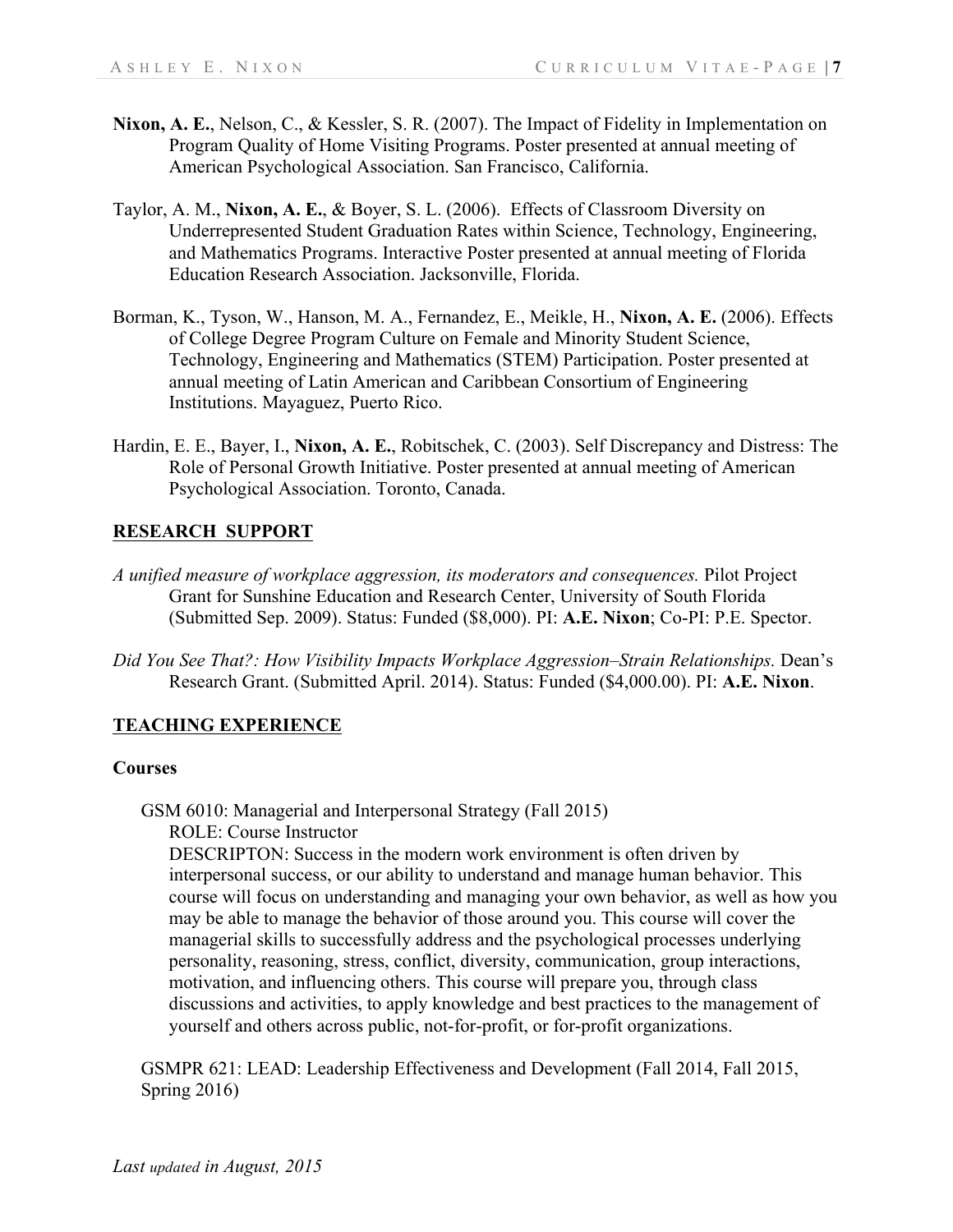**Nixon, A. E.**, Nelson, C., & Kessler, S. R. (2007). The Impact of Fidelity in Implementation on Program Quality of Home Visiting Programs. Poster presented at annual meeting of American Psychological Association. San Francisco, California.

Taylor, A. M., **Nixon, A. E.**, & Boyer, S. L. (2006). Effects of Classroom Diversity on Underrepresented Student Graduation Rates within Science, Technology, Engineering, and Mathematics Programs. Interactive Poster presented at annual meeting of Florida Education Research Association. Jacksonville, Florida.

Borman, K., Tyson, W., Hanson, M. A., Fernandez, E., Meikle, H., **Nixon, A. E.** (2006). Effects of College Degree Program Culture on Female and Minority Student Science, Technology, Engineering and Mathematics (STEM) Participation. Poster presented at annual meeting of Latin American and Caribbean Consortium of Engineering Institutions. Mayaguez, Puerto Rico.

Hardin, E. E., Bayer, I., **Nixon, A. E.**, Robitschek, C. (2003). Self Discrepancy and Distress: The Role of Personal Growth Initiative. Poster presented at annual meeting of American Psychological Association. Toronto, Canada.

## RESEARCH SUPPORT

*A unified measure of workplace aggression, its moderators and consequences.* Pilot Project Grant for Sunshine Education and Research Center, University of South Florida (Submitted Sep. 2009). Status: Funded ($8,000). PI: **A.E. Nixon**; Co-PI: P.E. Spector.

*Did You See That?: How Visibility Impacts Workplace Aggression–Strain Relationships.* Dean's Research Grant. (Submitted April. 2014). Status: Funded ($4,000.00). PI: **A.E. Nixon**.

## TEACHING EXPERIENCE

### Courses

GSM 6010: Managerial and Interpersonal Strategy (Fall 2015)
ROLE: Course Instructor
DESCRIPTON: Success in the modern work environment is often driven by interpersonal success, or our ability to understand and manage human behavior. This course will focus on understanding and managing your own behavior, as well as how you may be able to manage the behavior of those around you. This course will cover the managerial skills to successfully address and the psychological processes underlying personality, reasoning, stress, conflict, diversity, communication, group interactions, motivation, and influencing others. This course will prepare you, through class discussions and activities, to apply knowledge and best practices to the management of yourself and others across public, not-for-profit, or for-profit organizations.

GSMPR 621: LEAD: Leadership Effectiveness and Development (Fall 2014, Fall 2015, Spring 2016)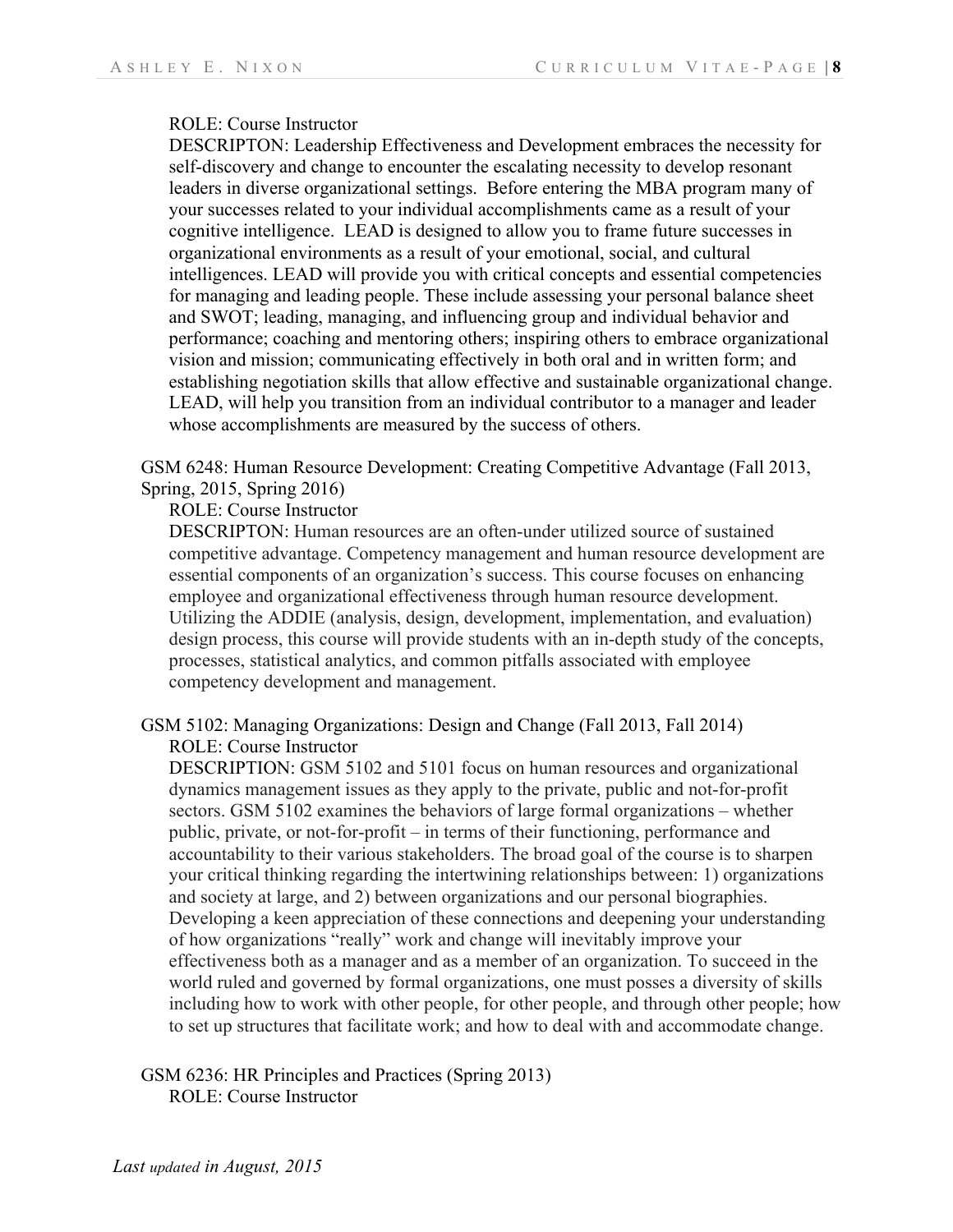ROLE: Course Instructor

DESCRIPTON: Leadership Effectiveness and Development embraces the necessity for self-discovery and change to encounter the escalating necessity to develop resonant leaders in diverse organizational settings. Before entering the MBA program many of your successes related to your individual accomplishments came as a result of your cognitive intelligence. LEAD is designed to allow you to frame future successes in organizational environments as a result of your emotional, social, and cultural intelligences. LEAD will provide you with critical concepts and essential competencies for managing and leading people. These include assessing your personal balance sheet and SWOT; leading, managing, and influencing group and individual behavior and performance; coaching and mentoring others; inspiring others to embrace organizational vision and mission; communicating effectively in both oral and in written form; and establishing negotiation skills that allow effective and sustainable organizational change. LEAD, will help you transition from an individual contributor to a manager and leader whose accomplishments are measured by the success of others.

GSM 6248: Human Resource Development: Creating Competitive Advantage (Fall 2013, Spring, 2015, Spring 2016)

ROLE: Course Instructor

DESCRIPTON: Human resources are an often-under utilized source of sustained competitive advantage. Competency management and human resource development are essential components of an organization's success. This course focuses on enhancing employee and organizational effectiveness through human resource development. Utilizing the ADDIE (analysis, design, development, implementation, and evaluation) design process, this course will provide students with an in-depth study of the concepts, processes, statistical analytics, and common pitfalls associated with employee competency development and management.

GSM 5102: Managing Organizations: Design and Change (Fall 2013, Fall 2014)

ROLE: Course Instructor

DESCRIPTION: GSM 5102 and 5101 focus on human resources and organizational dynamics management issues as they apply to the private, public and not-for-profit sectors. GSM 5102 examines the behaviors of large formal organizations – whether public, private, or not-for-profit – in terms of their functioning, performance and accountability to their various stakeholders. The broad goal of the course is to sharpen your critical thinking regarding the intertwining relationships between: 1) organizations and society at large, and 2) between organizations and our personal biographies. Developing a keen appreciation of these connections and deepening your understanding of how organizations "really" work and change will inevitably improve your effectiveness both as a manager and as a member of an organization. To succeed in the world ruled and governed by formal organizations, one must posses a diversity of skills including how to work with other people, for other people, and through other people; how to set up structures that facilitate work; and how to deal with and accommodate change.

GSM 6236: HR Principles and Practices (Spring 2013)

ROLE: Course Instructor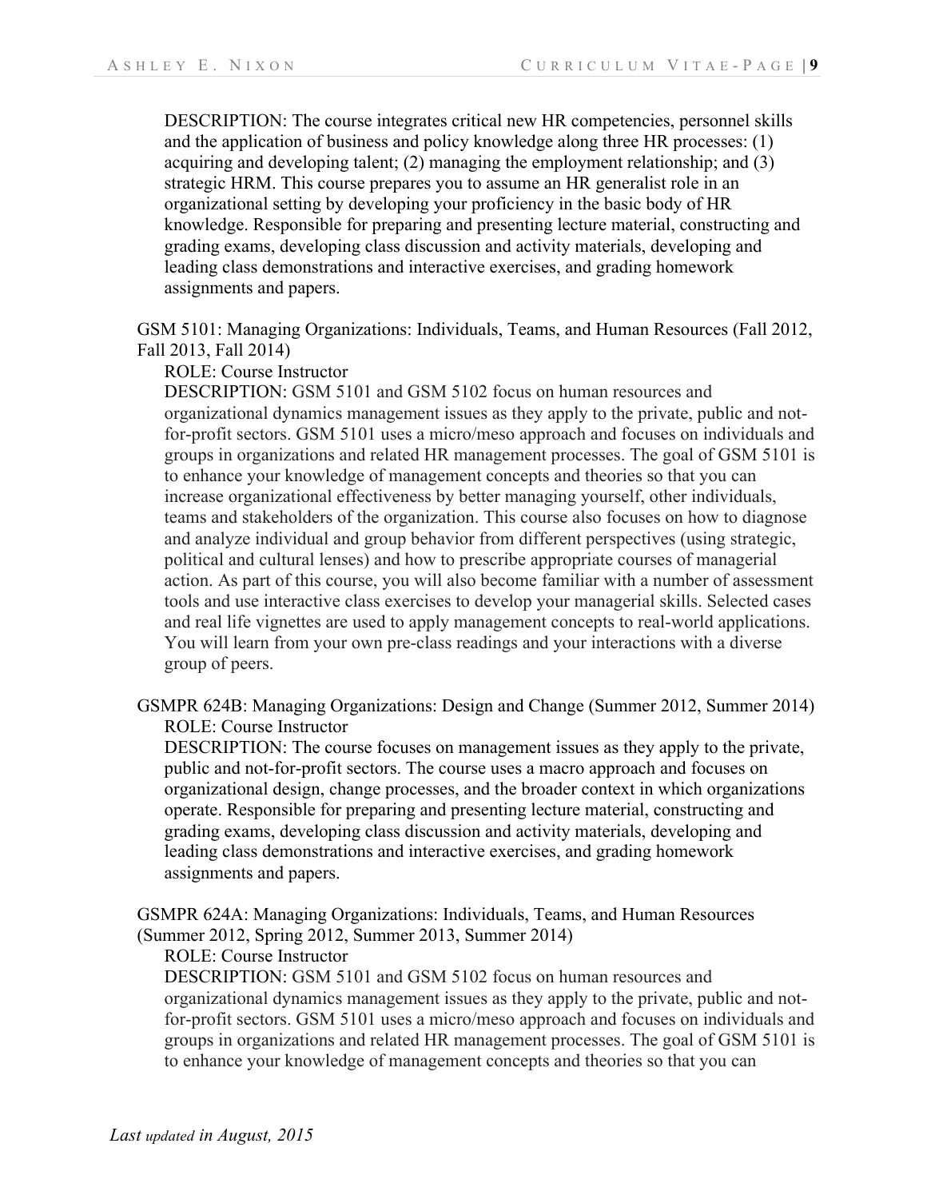DESCRIPTION: The course integrates critical new HR competencies, personnel skills and the application of business and policy knowledge along three HR processes: (1) acquiring and developing talent; (2) managing the employment relationship; and (3) strategic HRM. This course prepares you to assume an HR generalist role in an organizational setting by developing your proficiency in the basic body of HR knowledge. Responsible for preparing and presenting lecture material, constructing and grading exams, developing class discussion and activity materials, developing and leading class demonstrations and interactive exercises, and grading homework assignments and papers.

GSM 5101: Managing Organizations: Individuals, Teams, and Human Resources (Fall 2012, Fall 2013, Fall 2014)

ROLE: Course Instructor

DESCRIPTION: GSM 5101 and GSM 5102 focus on human resources and organizational dynamics management issues as they apply to the private, public and not-for-profit sectors. GSM 5101 uses a micro/meso approach and focuses on individuals and groups in organizations and related HR management processes. The goal of GSM 5101 is to enhance your knowledge of management concepts and theories so that you can increase organizational effectiveness by better managing yourself, other individuals, teams and stakeholders of the organization. This course also focuses on how to diagnose and analyze individual and group behavior from different perspectives (using strategic, political and cultural lenses) and how to prescribe appropriate courses of managerial action. As part of this course, you will also become familiar with a number of assessment tools and use interactive class exercises to develop your managerial skills. Selected cases and real life vignettes are used to apply management concepts to real-world applications. You will learn from your own pre-class readings and your interactions with a diverse group of peers.

GSMPR 624B: Managing Organizations: Design and Change (Summer 2012, Summer 2014)

ROLE: Course Instructor

DESCRIPTION: The course focuses on management issues as they apply to the private, public and not-for-profit sectors. The course uses a macro approach and focuses on organizational design, change processes, and the broader context in which organizations operate. Responsible for preparing and presenting lecture material, constructing and grading exams, developing class discussion and activity materials, developing and leading class demonstrations and interactive exercises, and grading homework assignments and papers.

GSMPR 624A: Managing Organizations: Individuals, Teams, and Human Resources (Summer 2012, Spring 2012, Summer 2013, Summer 2014)

ROLE: Course Instructor

DESCRIPTION: GSM 5101 and GSM 5102 focus on human resources and organizational dynamics management issues as they apply to the private, public and not-for-profit sectors. GSM 5101 uses a micro/meso approach and focuses on individuals and groups in organizations and related HR management processes. The goal of GSM 5101 is to enhance your knowledge of management concepts and theories so that you can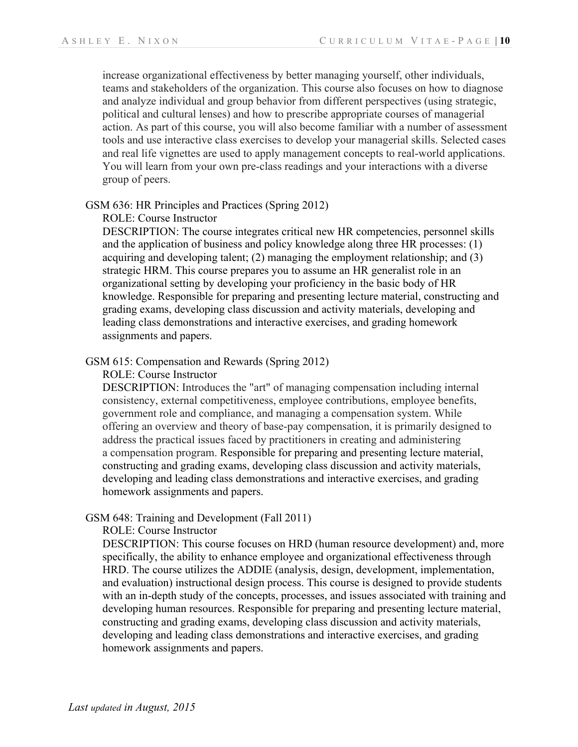increase organizational effectiveness by better managing yourself, other individuals, teams and stakeholders of the organization. This course also focuses on how to diagnose and analyze individual and group behavior from different perspectives (using strategic, political and cultural lenses) and how to prescribe appropriate courses of managerial action. As part of this course, you will also become familiar with a number of assessment tools and use interactive class exercises to develop your managerial skills. Selected cases and real life vignettes are used to apply management concepts to real-world applications. You will learn from your own pre-class readings and your interactions with a diverse group of peers.

GSM 636: HR Principles and Practices (Spring 2012)

ROLE: Course Instructor

DESCRIPTION: The course integrates critical new HR competencies, personnel skills and the application of business and policy knowledge along three HR processes: (1) acquiring and developing talent; (2) managing the employment relationship; and (3) strategic HRM. This course prepares you to assume an HR generalist role in an organizational setting by developing your proficiency in the basic body of HR knowledge. Responsible for preparing and presenting lecture material, constructing and grading exams, developing class discussion and activity materials, developing and leading class demonstrations and interactive exercises, and grading homework assignments and papers.

GSM 615: Compensation and Rewards (Spring 2012)

ROLE: Course Instructor

DESCRIPTION: Introduces the "art" of managing compensation including internal consistency, external competitiveness, employee contributions, employee benefits, government role and compliance, and managing a compensation system. While offering an overview and theory of base-pay compensation, it is primarily designed to address the practical issues faced by practitioners in creating and administering a compensation program. Responsible for preparing and presenting lecture material, constructing and grading exams, developing class discussion and activity materials, developing and leading class demonstrations and interactive exercises, and grading homework assignments and papers.

GSM 648: Training and Development (Fall 2011)

ROLE: Course Instructor

DESCRIPTION: This course focuses on HRD (human resource development) and, more specifically, the ability to enhance employee and organizational effectiveness through HRD. The course utilizes the ADDIE (analysis, design, development, implementation, and evaluation) instructional design process. This course is designed to provide students with an in-depth study of the concepts, processes, and issues associated with training and developing human resources. Responsible for preparing and presenting lecture material, constructing and grading exams, developing class discussion and activity materials, developing and leading class demonstrations and interactive exercises, and grading homework assignments and papers.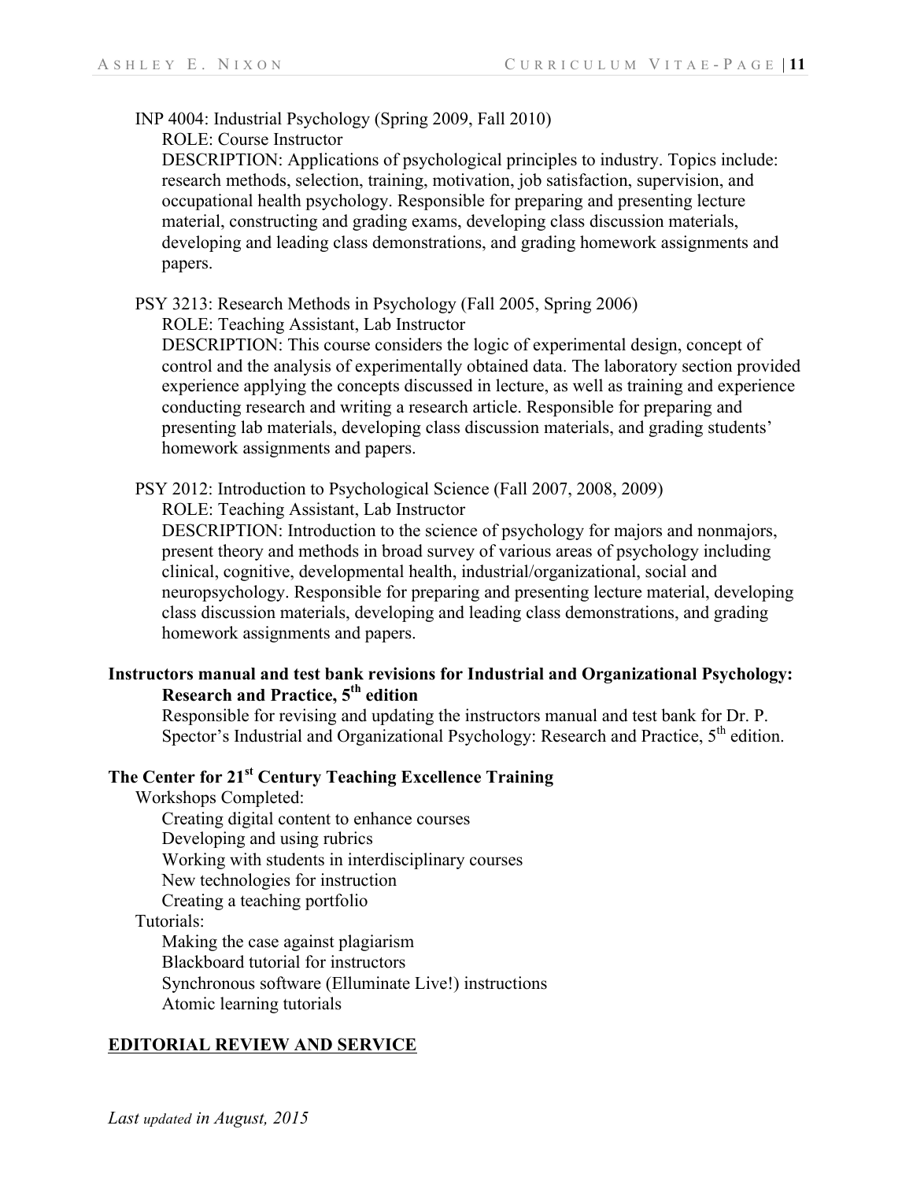INP 4004: Industrial Psychology (Spring 2009, Fall 2010)

ROLE: Course Instructor

DESCRIPTION: Applications of psychological principles to industry. Topics include: research methods, selection, training, motivation, job satisfaction, supervision, and occupational health psychology. Responsible for preparing and presenting lecture material, constructing and grading exams, developing class discussion materials, developing and leading class demonstrations, and grading homework assignments and papers.

PSY 3213: Research Methods in Psychology (Fall 2005, Spring 2006)

ROLE: Teaching Assistant, Lab Instructor

DESCRIPTION: This course considers the logic of experimental design, concept of control and the analysis of experimentally obtained data. The laboratory section provided experience applying the concepts discussed in lecture, as well as training and experience conducting research and writing a research article. Responsible for preparing and presenting lab materials, developing class discussion materials, and grading students' homework assignments and papers.

PSY 2012: Introduction to Psychological Science (Fall 2007, 2008, 2009)

ROLE: Teaching Assistant, Lab Instructor

DESCRIPTION: Introduction to the science of psychology for majors and nonmajors, present theory and methods in broad survey of various areas of psychology including clinical, cognitive, developmental health, industrial/organizational, social and neuropsychology. Responsible for preparing and presenting lecture material, developing class discussion materials, developing and leading class demonstrations, and grading homework assignments and papers.

**Instructors manual and test bank revisions for Industrial and Organizational Psychology: Research and Practice, 5th edition**

Responsible for revising and updating the instructors manual and test bank for Dr. P. Spector's Industrial and Organizational Psychology: Research and Practice, 5th edition.

**The Center for 21st Century Teaching Excellence Training**

Workshops Completed:

- Creating digital content to enhance courses
- Developing and using rubrics
- Working with students in interdisciplinary courses
- New technologies for instruction
- Creating a teaching portfolio

Tutorials:

- Making the case against plagiarism
- Blackboard tutorial for instructors
- Synchronous software (Elluminate Live!) instructions
- Atomic learning tutorials

## EDITORIAL REVIEW AND SERVICE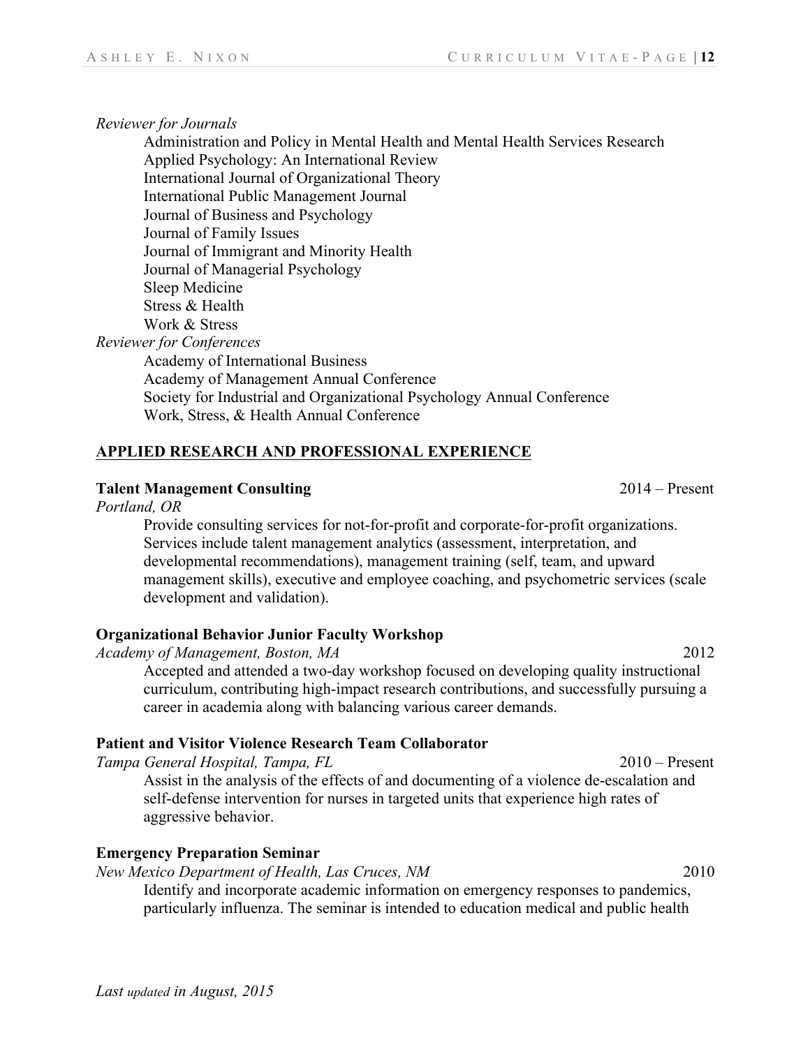*Reviewer for Journals*

Administration and Policy in Mental Health and Mental Health Services Research
Applied Psychology: An International Review
International Journal of Organizational Theory
International Public Management Journal
Journal of Business and Psychology
Journal of Family Issues
Journal of Immigrant and Minority Health
Journal of Managerial Psychology
Sleep Medicine
Stress & Health
Work & Stress

*Reviewer for Conferences*

Academy of International Business
Academy of Management Annual Conference
Society for Industrial and Organizational Psychology Annual Conference
Work, Stress, & Health Annual Conference

## APPLIED RESEARCH AND PROFESSIONAL EXPERIENCE

**Talent Management Consulting** 2014 – Present
*Portland, OR*

Provide consulting services for not-for-profit and corporate-for-profit organizations. Services include talent management analytics (assessment, interpretation, and developmental recommendations), management training (self, team, and upward management skills), executive and employee coaching, and psychometric services (scale development and validation).

**Organizational Behavior Junior Faculty Workshop**
*Academy of Management, Boston, MA* 2012

Accepted and attended a two-day workshop focused on developing quality instructional curriculum, contributing high-impact research contributions, and successfully pursuing a career in academia along with balancing various career demands.

**Patient and Visitor Violence Research Team Collaborator**
*Tampa General Hospital, Tampa, FL* 2010 – Present

Assist in the analysis of the effects of and documenting of a violence de-escalation and self-defense intervention for nurses in targeted units that experience high rates of aggressive behavior.

**Emergency Preparation Seminar**
*New Mexico Department of Health, Las Cruces, NM* 2010

Identify and incorporate academic information on emergency responses to pandemics, particularly influenza. The seminar is intended to education medical and public health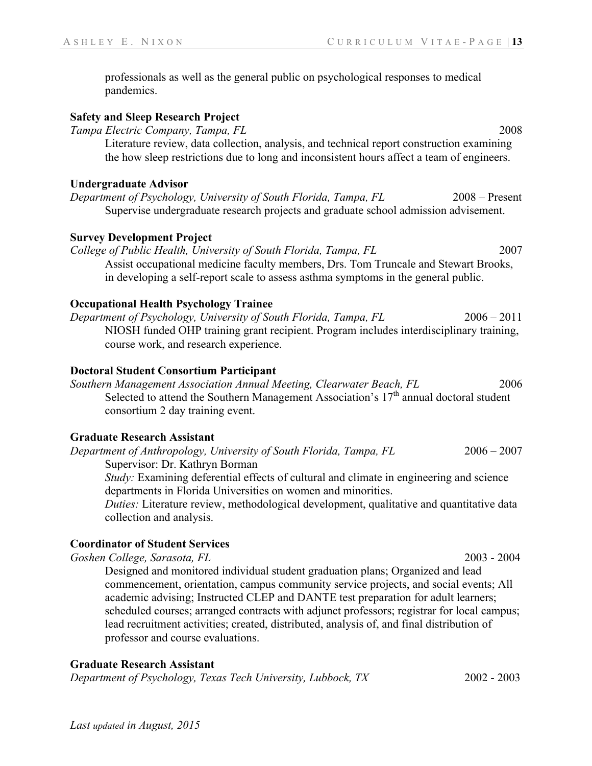professionals as well as the general public on psychological responses to medical pandemics.

**Safety and Sleep Research Project**
*Tampa Electric Company, Tampa, FL* 2008
Literature review, data collection, analysis, and technical report construction examining the how sleep restrictions due to long and inconsistent hours affect a team of engineers.

**Undergraduate Advisor**
*Department of Psychology, University of South Florida, Tampa, FL* 2008 – Present
Supervise undergraduate research projects and graduate school admission advisement.

**Survey Development Project**
*College of Public Health, University of South Florida, Tampa, FL* 2007
Assist occupational medicine faculty members, Drs. Tom Truncale and Stewart Brooks, in developing a self-report scale to assess asthma symptoms in the general public.

**Occupational Health Psychology Trainee**
*Department of Psychology, University of South Florida, Tampa, FL* 2006 – 2011
NIOSH funded OHP training grant recipient. Program includes interdisciplinary training, course work, and research experience.

**Doctoral Student Consortium Participant**
*Southern Management Association Annual Meeting, Clearwater Beach, FL* 2006
Selected to attend the Southern Management Association's 17th annual doctoral student consortium 2 day training event.

**Graduate Research Assistant**
*Department of Anthropology, University of South Florida, Tampa, FL* 2006 – 2007
Supervisor: Dr. Kathryn Borman
*Study:* Examining deferential effects of cultural and climate in engineering and science departments in Florida Universities on women and minorities.
*Duties:* Literature review, methodological development, qualitative and quantitative data collection and analysis.

**Coordinator of Student Services**
*Goshen College, Sarasota, FL* 2003 - 2004
Designed and monitored individual student graduation plans; Organized and lead commencement, orientation, campus community service projects, and social events; All academic advising; Instructed CLEP and DANTE test preparation for adult learners; scheduled courses; arranged contracts with adjunct professors; registrar for local campus; lead recruitment activities; created, distributed, analysis of, and final distribution of professor and course evaluations.

**Graduate Research Assistant**
*Department of Psychology, Texas Tech University, Lubbock, TX* 2002 - 2003

*Last updated in August, 2015*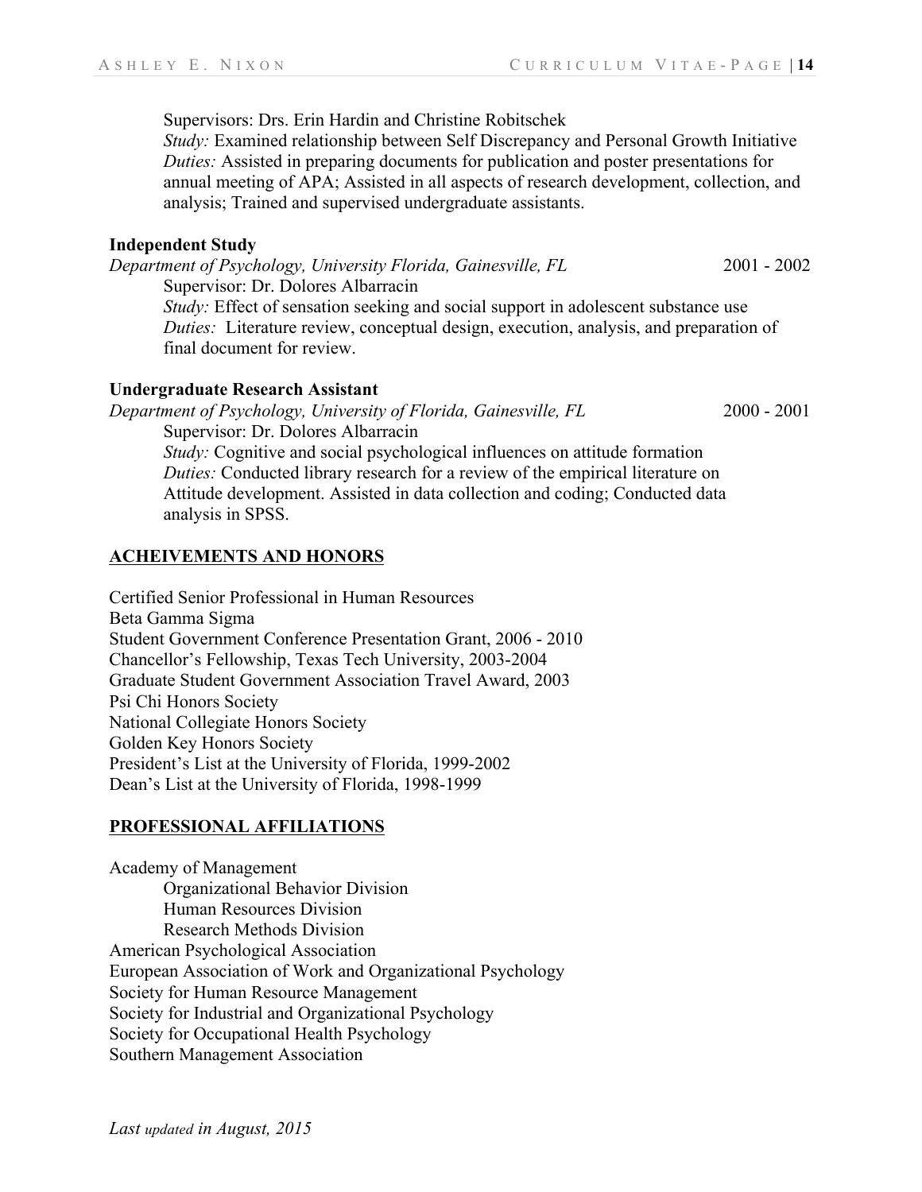Supervisors: Drs. Erin Hardin and Christine Robitschek
*Study:* Examined relationship between Self Discrepancy and Personal Growth Initiative
*Duties:* Assisted in preparing documents for publication and poster presentations for annual meeting of APA; Assisted in all aspects of research development, collection, and analysis; Trained and supervised undergraduate assistants.

**Independent Study**
*Department of Psychology, University Florida, Gainesville, FL* 2001 - 2002
Supervisor: Dr. Dolores Albarracin
*Study:* Effect of sensation seeking and social support in adolescent substance use
*Duties:* Literature review, conceptual design, execution, analysis, and preparation of final document for review.

**Undergraduate Research Assistant**
*Department of Psychology, University of Florida, Gainesville, FL* 2000 - 2001
Supervisor: Dr. Dolores Albarracin
*Study:* Cognitive and social psychological influences on attitude formation
*Duties:* Conducted library research for a review of the empirical literature on Attitude development. Assisted in data collection and coding; Conducted data analysis in SPSS.

## ACHEIVEMENTS AND HONORS

Certified Senior Professional in Human Resources
Beta Gamma Sigma
Student Government Conference Presentation Grant, 2006 - 2010
Chancellor's Fellowship, Texas Tech University, 2003-2004
Graduate Student Government Association Travel Award, 2003
Psi Chi Honors Society
National Collegiate Honors Society
Golden Key Honors Society
President's List at the University of Florida, 1999-2002
Dean's List at the University of Florida, 1998-1999

## PROFESSIONAL AFFILIATIONS

Academy of Management
- Organizational Behavior Division
- Human Resources Division
- Research Methods Division

American Psychological Association
European Association of Work and Organizational Psychology
Society for Human Resource Management
Society for Industrial and Organizational Psychology
Society for Occupational Health Psychology
Southern Management Association

*Last updated in August, 2015*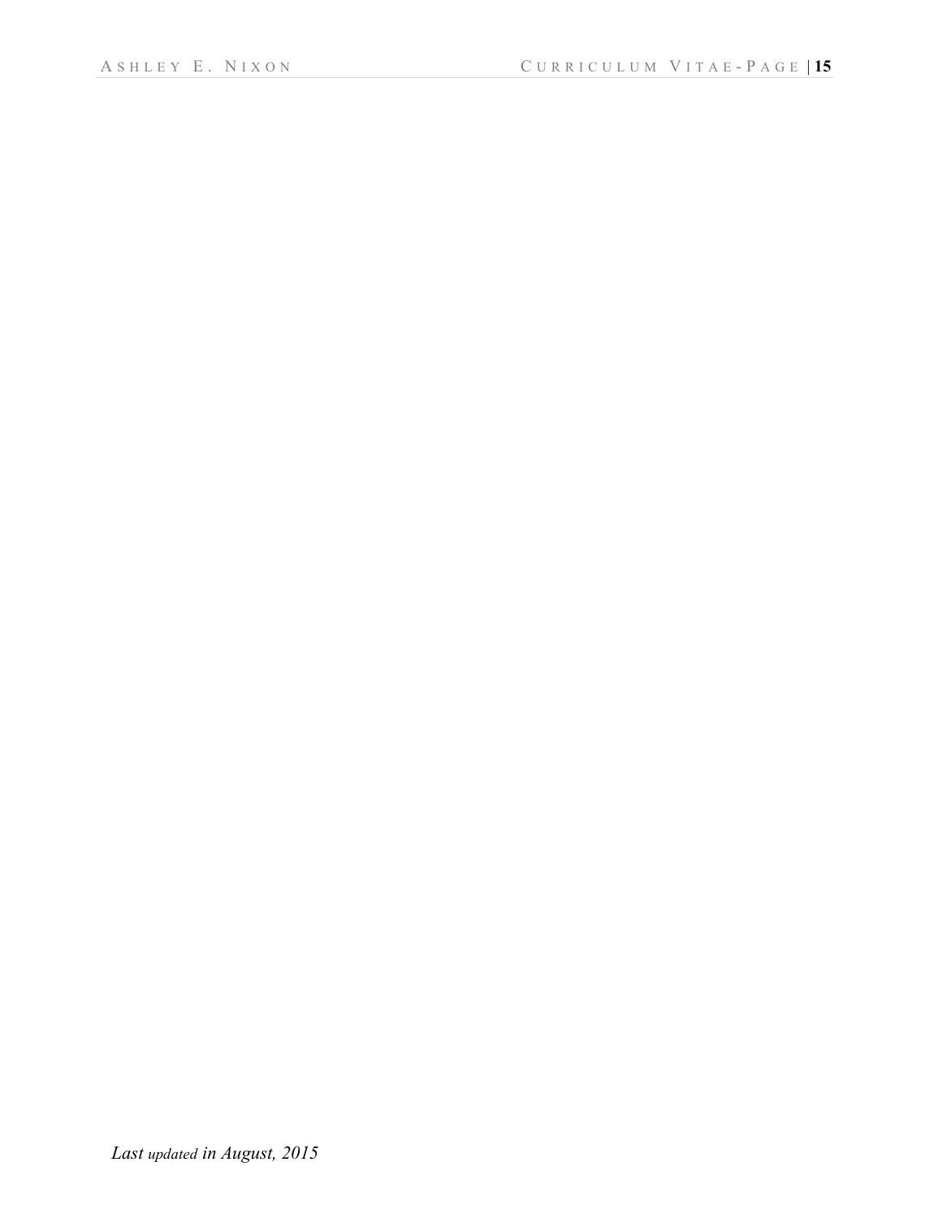*Last updated in August, 2015*